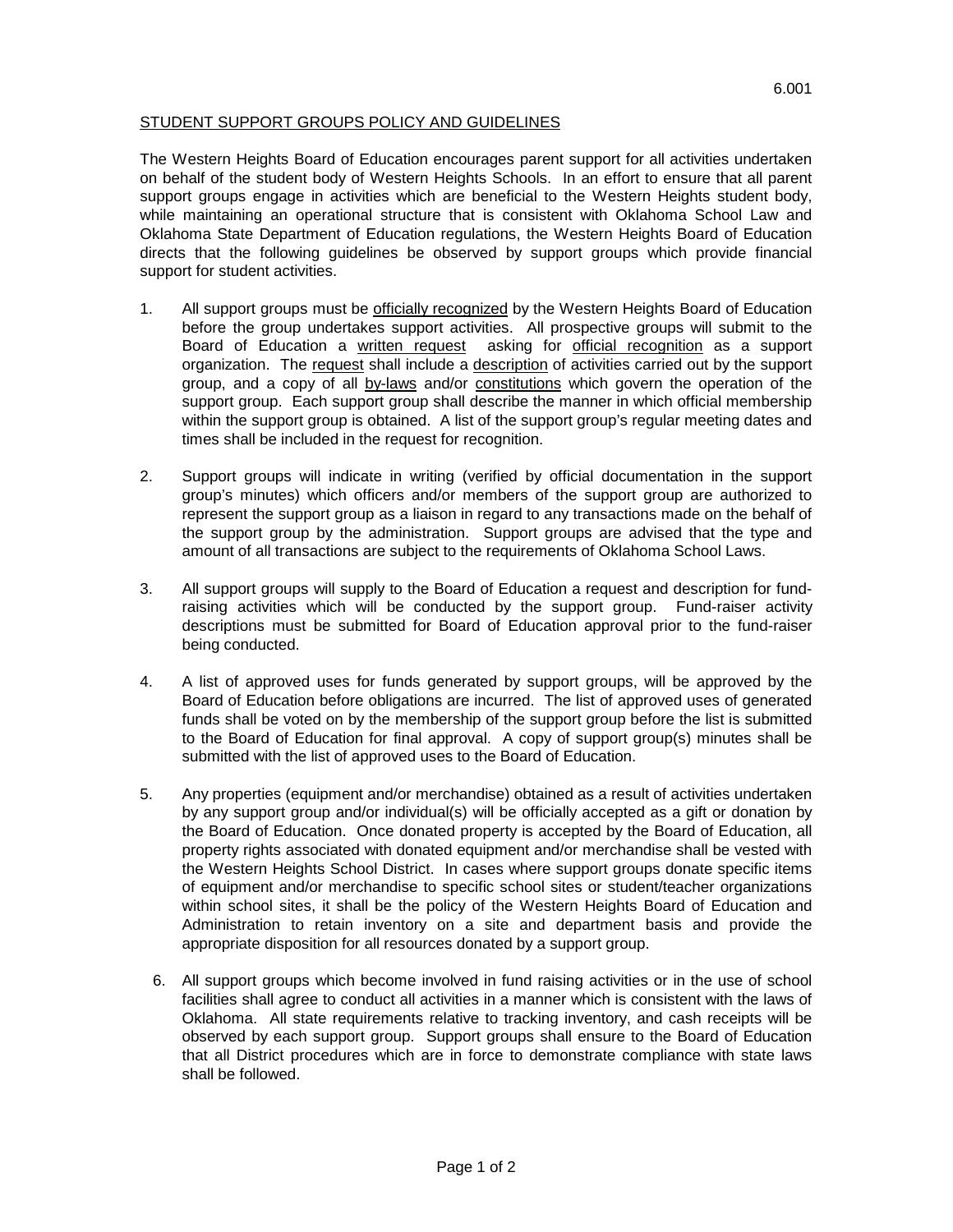## STUDENT SUPPORT GROUPS POLICY AND GUIDELINES

The Western Heights Board of Education encourages parent support for all activities undertaken on behalf of the student body of Western Heights Schools. In an effort to ensure that all parent support groups engage in activities which are beneficial to the Western Heights student body, while maintaining an operational structure that is consistent with Oklahoma School Law and Oklahoma State Department of Education regulations, the Western Heights Board of Education directs that the following guidelines be observed by support groups which provide financial support for student activities.

1. All support groups must be officially recognized by the Western Heights Board of Education before the group undertakes support activities. All prospective groups will submit to the Board of Education a written request asking for official recognition as a support organization. The request shall include a description of activities carried out by the support group, and a copy of all by-laws and/or constitutions which govern the operation of the support group. Each support group shall describe the manner in which official membership within the support group is obtained. A list of the support group's regular meeting dates and times shall be included in the request for recognition.

2. Support groups will indicate in writing (verified by official documentation in the support group's minutes) which officers and/or members of the support group are authorized to represent the support group as a liaison in regard to any transactions made on the behalf of the support group by the administration. Support groups are advised that the type and amount of all transactions are subject to the requirements of Oklahoma School Laws.

3. All support groups will supply to the Board of Education a request and description for fund-raising activities which will be conducted by the support group. Fund-raiser activity descriptions must be submitted for Board of Education approval prior to the fund-raiser being conducted.

4. A list of approved uses for funds generated by support groups, will be approved by the Board of Education before obligations are incurred. The list of approved uses of generated funds shall be voted on by the membership of the support group before the list is submitted to the Board of Education for final approval. A copy of support group(s) minutes shall be submitted with the list of approved uses to the Board of Education.

5. Any properties (equipment and/or merchandise) obtained as a result of activities undertaken by any support group and/or individual(s) will be officially accepted as a gift or donation by the Board of Education. Once donated property is accepted by the Board of Education, all property rights associated with donated equipment and/or merchandise shall be vested with the Western Heights School District. In cases where support groups donate specific items of equipment and/or merchandise to specific school sites or student/teacher organizations within school sites, it shall be the policy of the Western Heights Board of Education and Administration to retain inventory on a site and department basis and provide the appropriate disposition for all resources donated by a support group.

6. All support groups which become involved in fund raising activities or in the use of school facilities shall agree to conduct all activities in a manner which is consistent with the laws of Oklahoma. All state requirements relative to tracking inventory, and cash receipts will be observed by each support group. Support groups shall ensure to the Board of Education that all District procedures which are in force to demonstrate compliance with state laws shall be followed.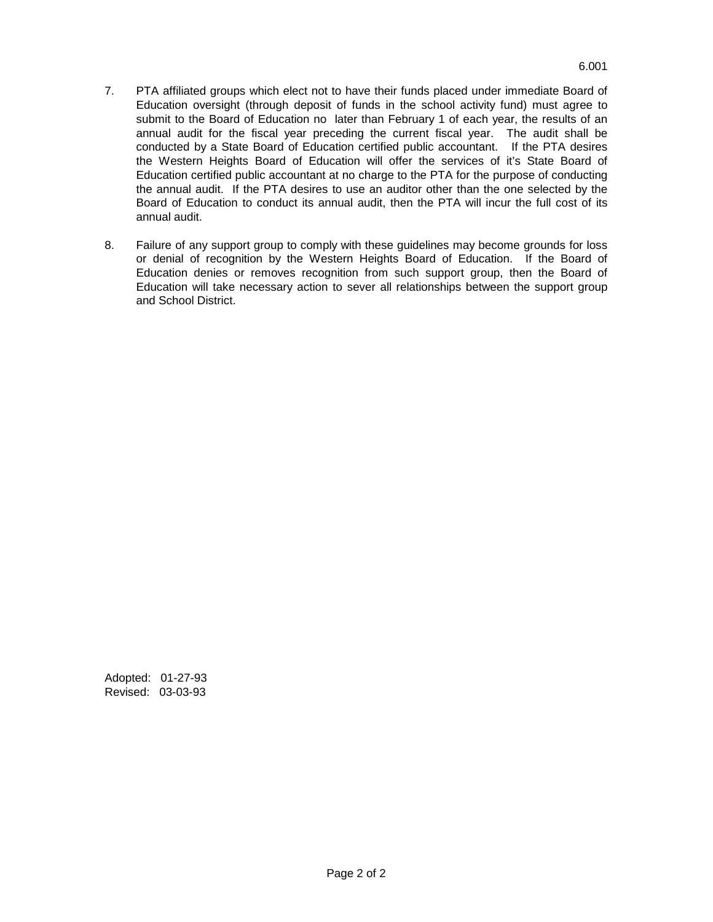7. PTA affiliated groups which elect not to have their funds placed under immediate Board of Education oversight (through deposit of funds in the school activity fund) must agree to submit to the Board of Education no later than February 1 of each year, the results of an annual audit for the fiscal year preceding the current fiscal year. The audit shall be conducted by a State Board of Education certified public accountant. If the PTA desires the Western Heights Board of Education will offer the services of it's State Board of Education certified public accountant at no charge to the PTA for the purpose of conducting the annual audit. If the PTA desires to use an auditor other than the one selected by the Board of Education to conduct its annual audit, then the PTA will incur the full cost of its annual audit.

8. Failure of any support group to comply with these guidelines may become grounds for loss or denial of recognition by the Western Heights Board of Education. If the Board of Education denies or removes recognition from such support group, then the Board of Education will take necessary action to sever all relationships between the support group and School District.

Adopted: 01-27-93
Revised: 03-03-93